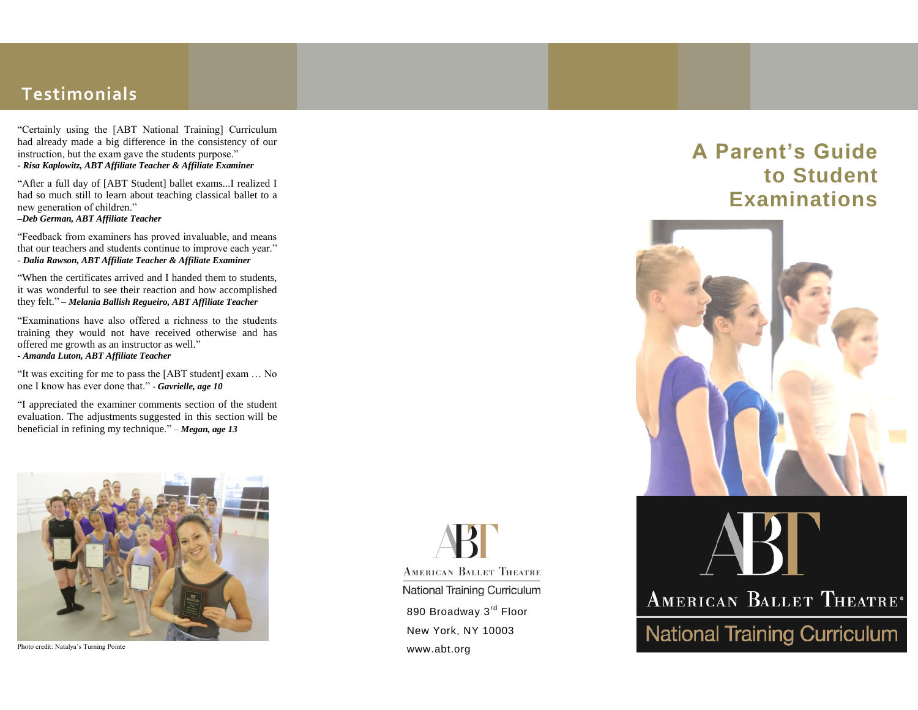## Testimonials

"Certainly using the [ABT National Training] Curriculum had already made a big difference in the consistency of our instruction, but the exam gave the students purpose."
***- Risa Kaplowitz, ABT Affiliate Teacher & Affiliate Examiner***

"After a full day of [ABT Student] ballet exams...I realized I had so much still to learn about teaching classical ballet to a new generation of children."
***–Deb German, ABT Affiliate Teacher***

"Feedback from examiners has proved invaluable, and means that our teachers and students continue to improve each year."
***- Dalia Rawson, ABT Affiliate Teacher & Affiliate Examiner***

"When the certificates arrived and I handed them to students, it was wonderful to see their reaction and how accomplished they felt." ***– Melania Ballish Regueiro, ABT Affiliate Teacher***

"Examinations have also offered a richness to the students training they would not have received otherwise and has offered me growth as an instructor as well."
***- Amanda Luton, ABT Affiliate Teacher***

"It was exciting for me to pass the [ABT student] exam … No one I know has ever done that." ***- Gavrielle, age 10***

"I appreciated the examiner comments section of the student evaluation. The adjustments suggested in this section will be beneficial in refining my technique." – ***Megan, age 13***

Photo credit: Natalya's Turning Pointe

ABT
AMERICAN BALLET THEATRE
National Training Curriculum
890 Broadway 3rd Floor
New York, NY 10003
www.abt.org

# A Parent's Guide to Student Examinations

ABT
AMERICAN BALLET THEATRE®
National Training Curriculum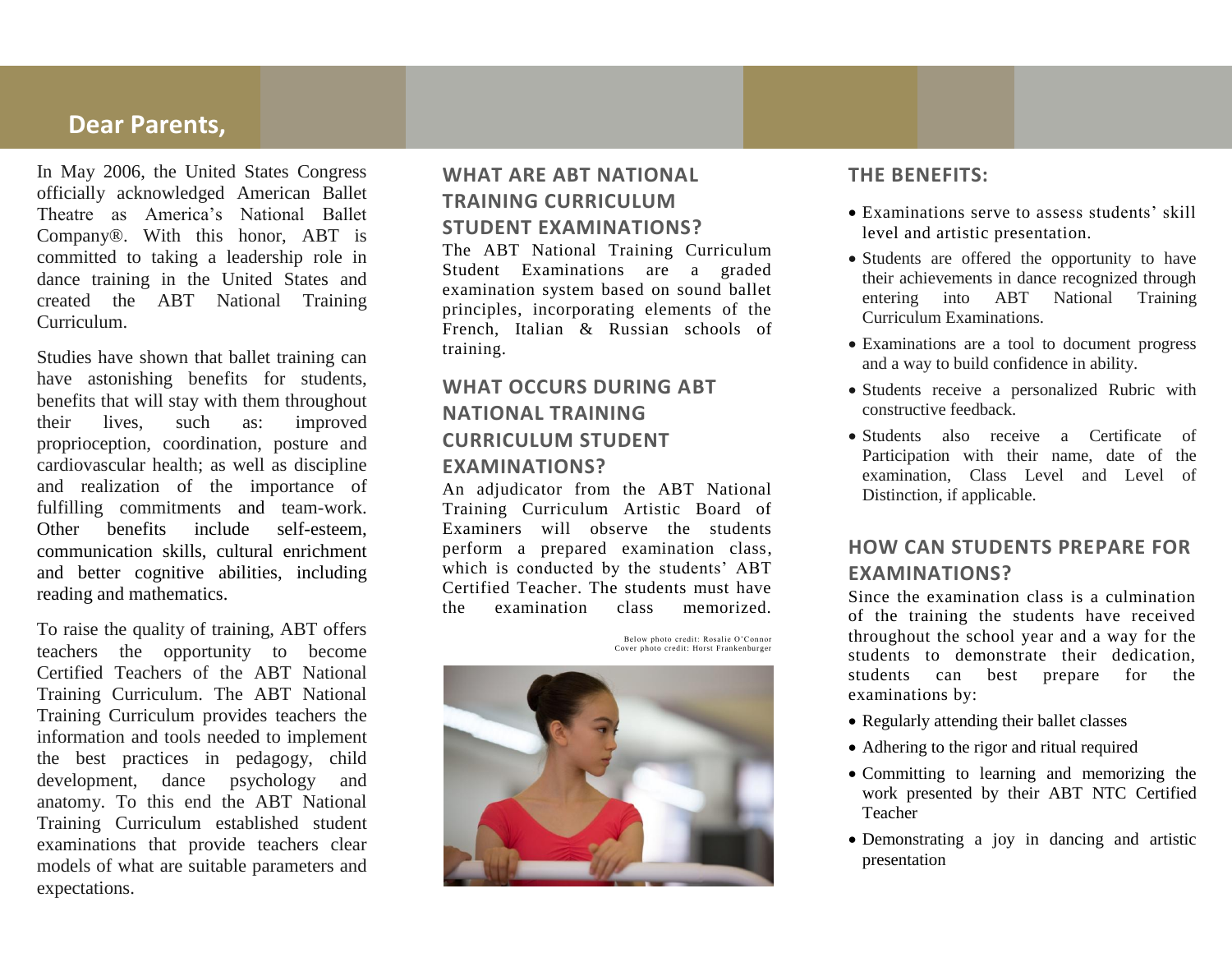## Dear Parents,

In May 2006, the United States Congress officially acknowledged American Ballet Theatre as America's National Ballet Company®. With this honor, ABT is committed to taking a leadership role in dance training in the United States and created the ABT National Training Curriculum.

Studies have shown that ballet training can have astonishing benefits for students, benefits that will stay with them throughout their lives, such as: improved proprioception, coordination, posture and cardiovascular health; as well as discipline and realization of the importance of fulfilling commitments and team-work. Other benefits include self-esteem, communication skills, cultural enrichment and better cognitive abilities, including reading and mathematics.

To raise the quality of training, ABT offers teachers the opportunity to become Certified Teachers of the ABT National Training Curriculum. The ABT National Training Curriculum provides teachers the information and tools needed to implement the best practices in pedagogy, child development, dance psychology and anatomy. To this end the ABT National Training Curriculum established student examinations that provide teachers clear models of what are suitable parameters and expectations.

## WHAT ARE ABT NATIONAL TRAINING CURRICULUM STUDENT EXAMINATIONS?

The ABT National Training Curriculum Student Examinations are a graded examination system based on sound ballet principles, incorporating elements of the French, Italian & Russian schools of training.

## WHAT OCCURS DURING ABT NATIONAL TRAINING CURRICULUM STUDENT EXAMINATIONS?

An adjudicator from the ABT National Training Curriculum Artistic Board of Examiners will observe the students perform a prepared examination class, which is conducted by the students' ABT Certified Teacher. The students must have the examination class memorized.

Below photo credit: Rosalie O'Connor
Cover photo credit: Horst Frankenburger

## THE BENEFITS:

- Examinations serve to assess students' skill level and artistic presentation.
- Students are offered the opportunity to have their achievements in dance recognized through entering into ABT National Training Curriculum Examinations.
- Examinations are a tool to document progress and a way to build confidence in ability.
- Students receive a personalized Rubric with constructive feedback.
- Students also receive a Certificate of Participation with their name, date of the examination, Class Level and Level of Distinction, if applicable.

## HOW CAN STUDENTS PREPARE FOR EXAMINATIONS?

Since the examination class is a culmination of the training the students have received throughout the school year and a way for the students to demonstrate their dedication, students can best prepare for the examinations by:

- Regularly attending their ballet classes
- Adhering to the rigor and ritual required
- Committing to learning and memorizing the work presented by their ABT NTC Certified Teacher
- Demonstrating a joy in dancing and artistic presentation